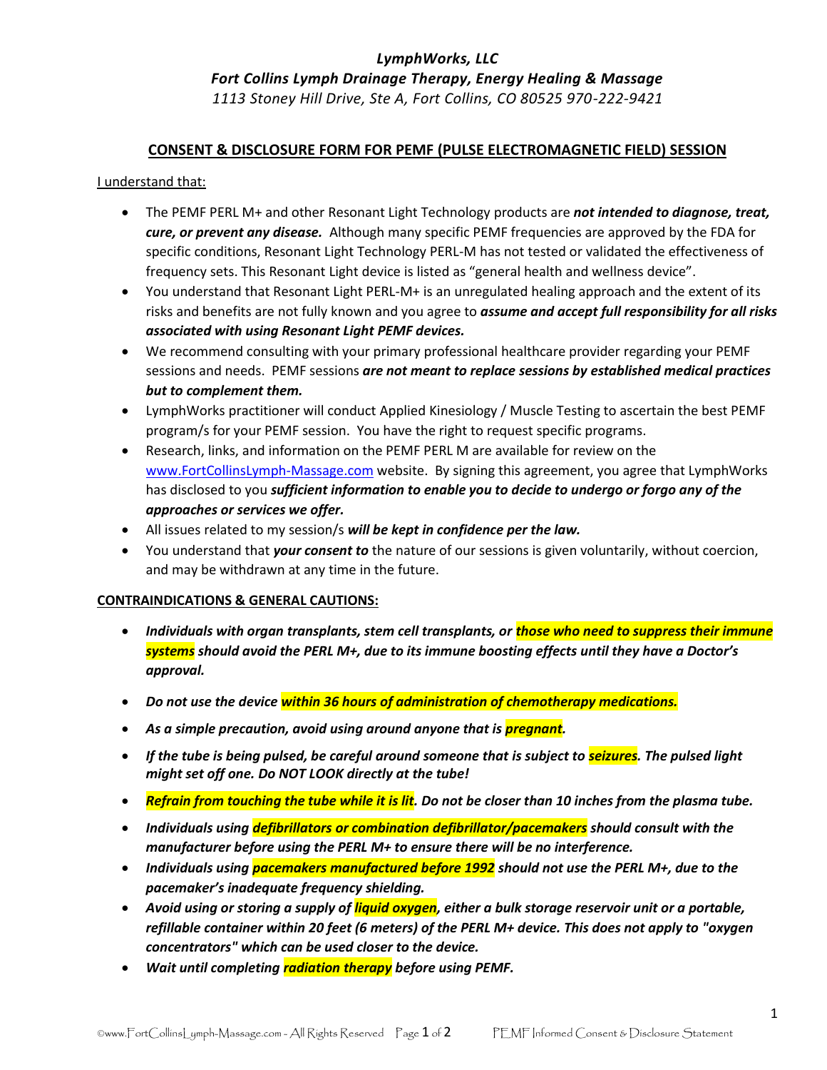***LymphWorks, LLC***

***Fort Collins Lymph Drainage Therapy, Energy Healing & Massage***

*1113 Stoney Hill Drive, Ste A, Fort Collins, CO 80525 970-222-9421*

## **CONSENT & DISCLOSURE FORM FOR PEMF (PULSE ELECTROMAGNETIC FIELD) SESSION**

I understand that:

- The PEMF PERL M+ and other Resonant Light Technology products are ***not intended to diagnose, treat, cure, or prevent any disease.*** Although many specific PEMF frequencies are approved by the FDA for specific conditions, Resonant Light Technology PERL-M has not tested or validated the effectiveness of frequency sets. This Resonant Light device is listed as "general health and wellness device".
- You understand that Resonant Light PERL-M+ is an unregulated healing approach and the extent of its risks and benefits are not fully known and you agree to ***assume and accept full responsibility for all risks associated with using Resonant Light PEMF devices.***
- We recommend consulting with your primary professional healthcare provider regarding your PEMF sessions and needs. PEMF sessions ***are not meant to replace sessions by established medical practices but to complement them.***
- LymphWorks practitioner will conduct Applied Kinesiology / Muscle Testing to ascertain the best PEMF program/s for your PEMF session. You have the right to request specific programs.
- Research, links, and information on the PEMF PERL M are available for review on the www.FortCollinsLymph-Massage.com website. By signing this agreement, you agree that LymphWorks has disclosed to you ***sufficient information to enable you to decide to undergo or forgo any of the approaches or services we offer.***
- All issues related to my session/s ***will be kept in confidence per the law.***
- You understand that ***your consent to*** the nature of our sessions is given voluntarily, without coercion, and may be withdrawn at any time in the future.

**CONTRAINDICATIONS & GENERAL CAUTIONS:**

- ***Individuals with organ transplants, stem cell transplants, or those who need to suppress their immune systems should avoid the PERL M+, due to its immune boosting effects until they have a Doctor's approval.***
- ***Do not use the device within 36 hours of administration of chemotherapy medications.***
- ***As a simple precaution, avoid using around anyone that is pregnant.***
- ***If the tube is being pulsed, be careful around someone that is subject to seizures. The pulsed light might set off one. Do NOT LOOK directly at the tube!***
- ***Refrain from touching the tube while it is lit. Do not be closer than 10 inches from the plasma tube.***
- ***Individuals using defibrillators or combination defibrillator/pacemakers should consult with the manufacturer before using the PERL M+ to ensure there will be no interference.***
- ***Individuals using pacemakers manufactured before 1992 should not use the PERL M+, due to the pacemaker's inadequate frequency shielding.***
- ***Avoid using or storing a supply of liquid oxygen, either a bulk storage reservoir unit or a portable, refillable container within 20 feet (6 meters) of the PERL M+ device. This does not apply to "oxygen concentrators" which can be used closer to the device.***
- ***Wait until completing radiation therapy before using PEMF.***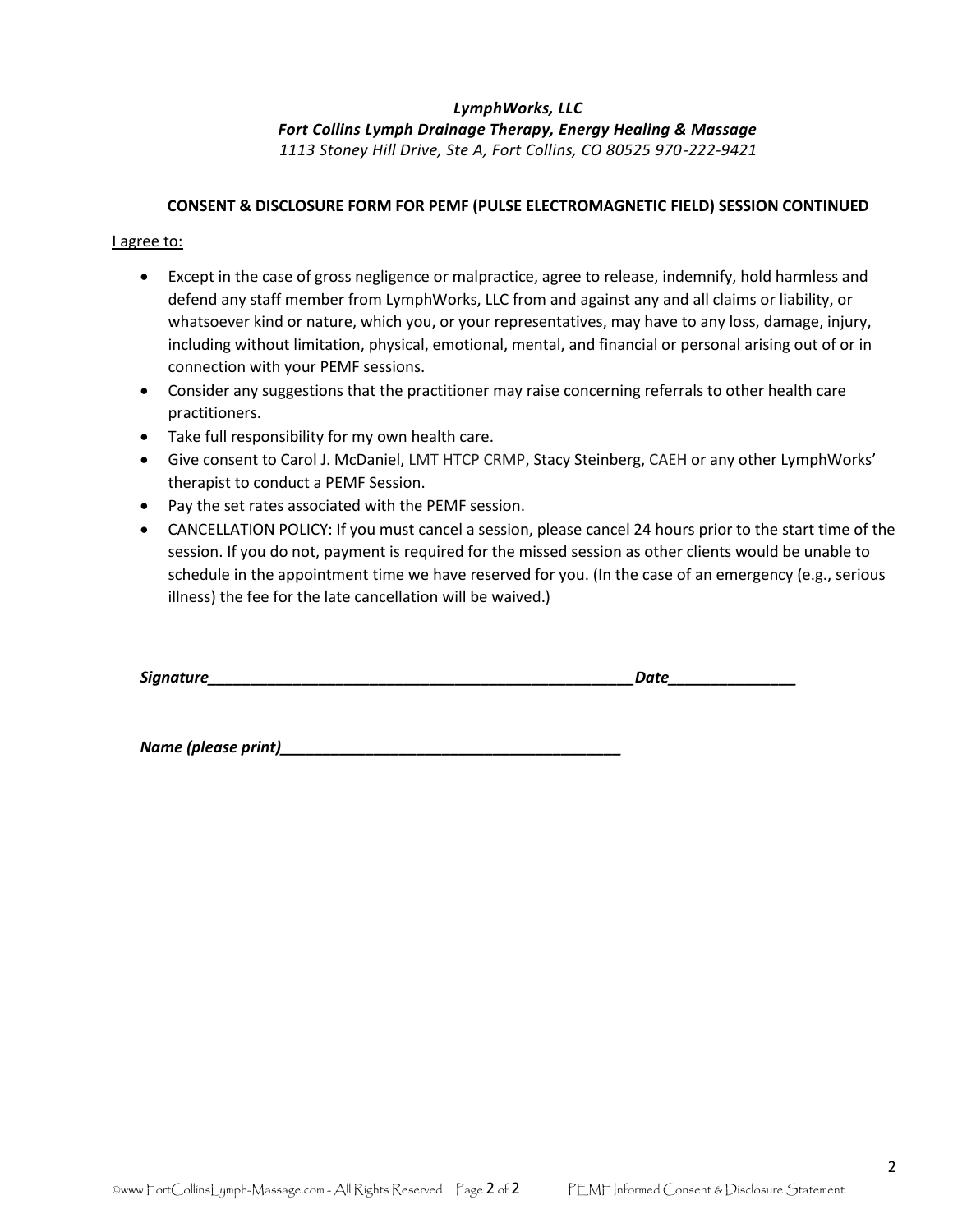***LymphWorks, LLC***
***Fort Collins Lymph Drainage Therapy, Energy Healing & Massage***
*1113 Stoney Hill Drive, Ste A, Fort Collins, CO 80525 970-222-9421*

## **CONSENT & DISCLOSURE FORM FOR PEMF (PULSE ELECTROMAGNETIC FIELD) SESSION CONTINUED**

I agree to:

- Except in the case of gross negligence or malpractice, agree to release, indemnify, hold harmless and defend any staff member from LymphWorks, LLC from and against any and all claims or liability, or whatsoever kind or nature, which you, or your representatives, may have to any loss, damage, injury, including without limitation, physical, emotional, mental, and financial or personal arising out of or in connection with your PEMF sessions.
- Consider any suggestions that the practitioner may raise concerning referrals to other health care practitioners.
- Take full responsibility for my own health care.
- Give consent to Carol J. McDaniel, LMT HTCP CRMP, Stacy Steinberg, CAEH or any other LymphWorks' therapist to conduct a PEMF Session.
- Pay the set rates associated with the PEMF session.
- CANCELLATION POLICY: If you must cancel a session, please cancel 24 hours prior to the start time of the session. If you do not, payment is required for the missed session as other clients would be unable to schedule in the appointment time we have reserved for you. (In the case of an emergency (e.g., serious illness) the fee for the late cancellation will be waived.)

***Signature*_____________________________________________________*Date*_______________**

***Name (please print)*__________________________________________**